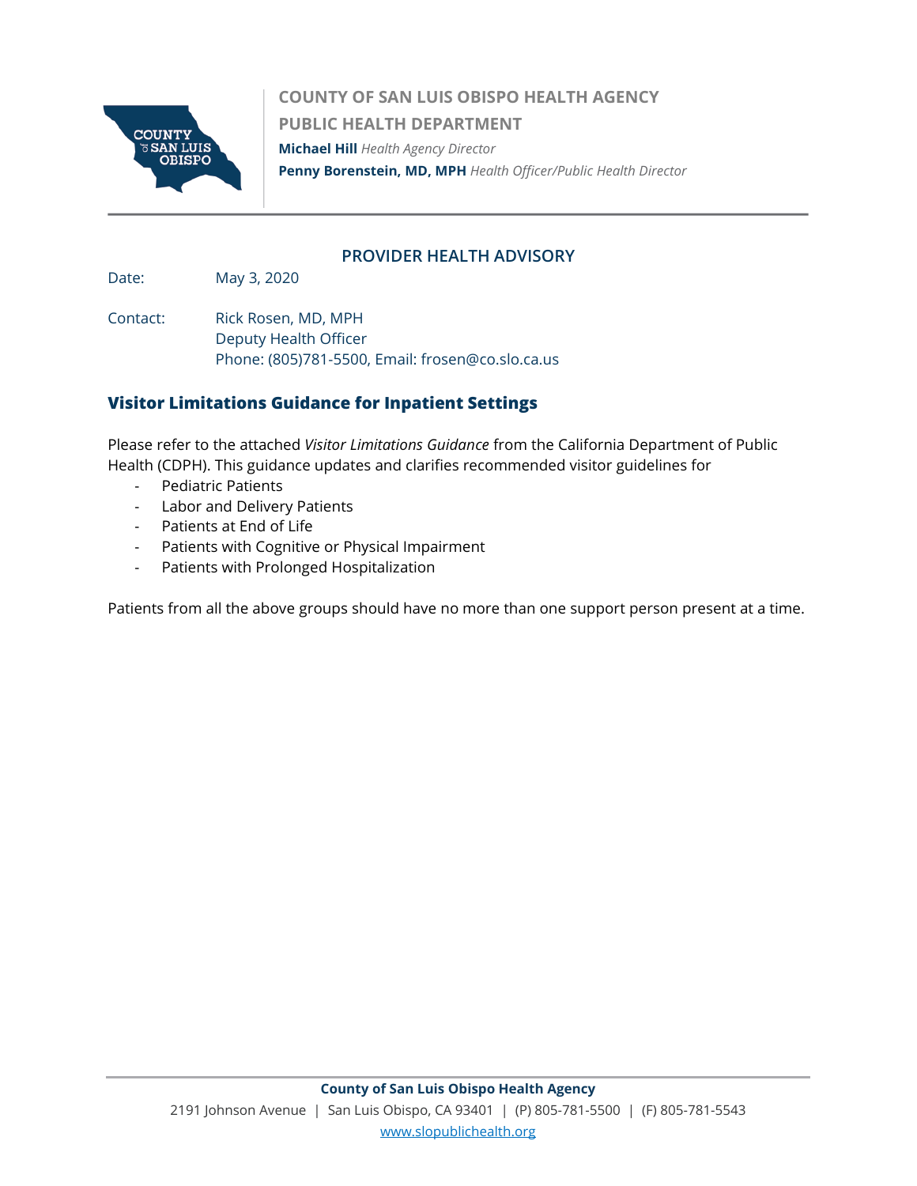**COUNTY OF SAN LUIS OBISPO HEALTH AGENCY**

**PUBLIC HEALTH DEPARTMENT**

**Michael Hill** *Health Agency Director*

**Penny Borenstein, MD, MPH** *Health Officer/Public Health Director*

## PROVIDER HEALTH ADVISORY

Date: May 3, 2020

Contact: Rick Rosen, MD, MPH
Deputy Health Officer
Phone: (805)781-5500, Email: frosen@co.slo.ca.us

## Visitor Limitations Guidance for Inpatient Settings

Please refer to the attached *Visitor Limitations Guidance* from the California Department of Public Health (CDPH). This guidance updates and clarifies recommended visitor guidelines for

- Pediatric Patients
- Labor and Delivery Patients
- Patients at End of Life
- Patients with Cognitive or Physical Impairment
- Patients with Prolonged Hospitalization

Patients from all the above groups should have no more than one support person present at a time.

**County of San Luis Obispo Health Agency**

2191 Johnson Avenue | San Luis Obispo, CA 93401 | (P) 805-781-5500 | (F) 805-781-5543

www.slopublichealth.org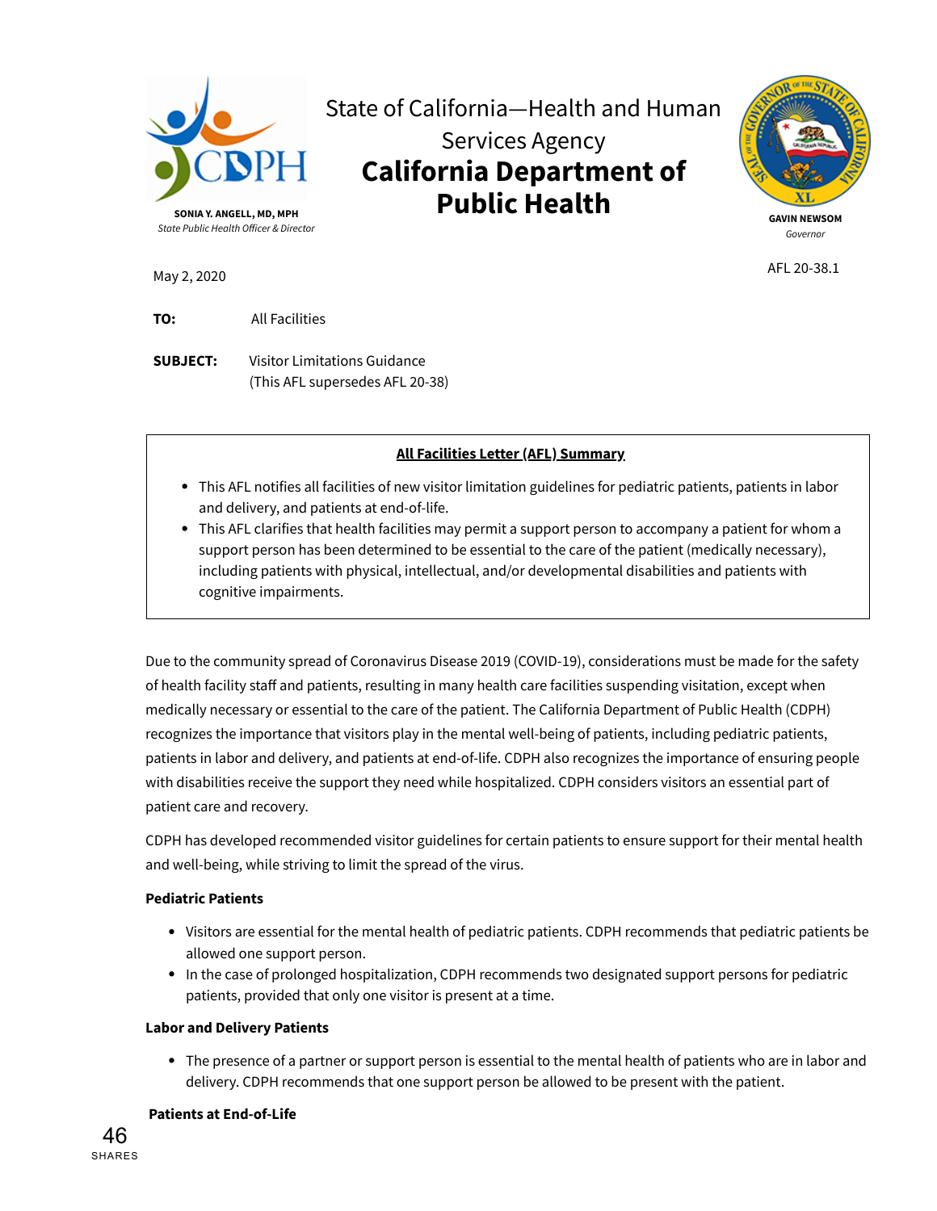State of California—Health and Human Services Agency

**California Department of Public Health**

**SONIA Y. ANGELL, MD, MPH**
*State Public Health Officer & Director*

**GAVIN NEWSOM**
*Governor*

May 2, 2020

AFL 20-38.1

**TO:** All Facilities

**SUBJECT:** Visitor Limitations Guidance
(This AFL supersedes AFL 20-38)

**<u>All Facilities Letter (AFL) Summary</u>**

- This AFL notifies all facilities of new visitor limitation guidelines for pediatric patients, patients in labor and delivery, and patients at end-of-life.
- This AFL clarifies that health facilities may permit a support person to accompany a patient for whom a support person has been determined to be essential to the care of the patient (medically necessary), including patients with physical, intellectual, and/or developmental disabilities and patients with cognitive impairments.

Due to the community spread of Coronavirus Disease 2019 (COVID-19), considerations must be made for the safety of health facility staff and patients, resulting in many health care facilities suspending visitation, except when medically necessary or essential to the care of the patient. The California Department of Public Health (CDPH) recognizes the importance that visitors play in the mental well-being of patients, including pediatric patients, patients in labor and delivery, and patients at end-of-life. CDPH also recognizes the importance of ensuring people with disabilities receive the support they need while hospitalized. CDPH considers visitors an essential part of patient care and recovery.

CDPH has developed recommended visitor guidelines for certain patients to ensure support for their mental health and well-being, while striving to limit the spread of the virus.

**Pediatric Patients**

- Visitors are essential for the mental health of pediatric patients. CDPH recommends that pediatric patients be allowed one support person.
- In the case of prolonged hospitalization, CDPH recommends two designated support persons for pediatric patients, provided that only one visitor is present at a time.

**Labor and Delivery Patients**

- The presence of a partner or support person is essential to the mental health of patients who are in labor and delivery. CDPH recommends that one support person be allowed to be present with the patient.

**Patients at End-of-Life**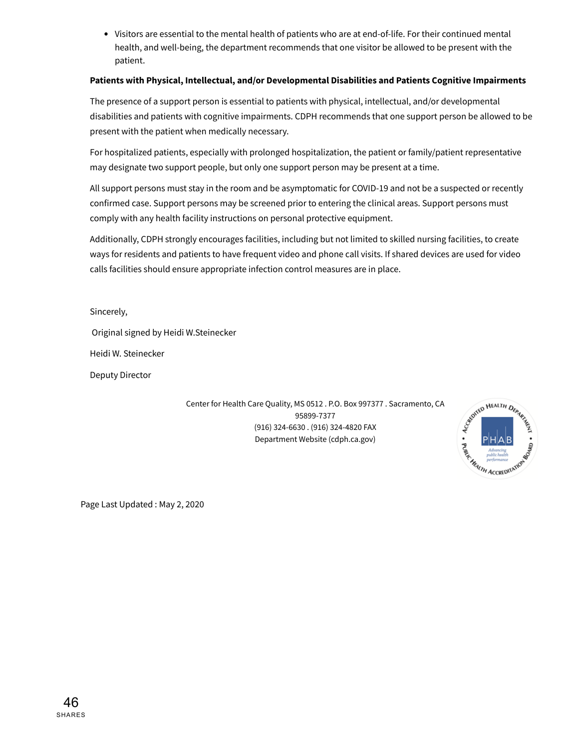- Visitors are essential to the mental health of patients who are at end-of-life. For their continued mental health, and well-being, the department recommends that one visitor be allowed to be present with the patient.

**Patients with Physical, Intellectual, and/or Developmental Disabilities and Patients Cognitive Impairments**

The presence of a support person is essential to patients with physical, intellectual, and/or developmental disabilities and patients with cognitive impairments. CDPH recommends that one support person be allowed to be present with the patient when medically necessary.

For hospitalized patients, especially with prolonged hospitalization, the patient or family/patient representative may designate two support people, but only one support person may be present at a time.

All support persons must stay in the room and be asymptomatic for COVID-19 and not be a suspected or recently confirmed case. Support persons may be screened prior to entering the clinical areas. Support persons must comply with any health facility instructions on personal protective equipment.

Additionally, CDPH strongly encourages facilities, including but not limited to skilled nursing facilities, to create ways for residents and patients to have frequent video and phone call visits. If shared devices are used for video calls facilities should ensure appropriate infection control measures are in place.

Sincerely,

Original signed by Heidi W.Steinecker

Heidi W. Steinecker

Deputy Director

Center for Health Care Quality, MS 0512 . P.O. Box 997377 . Sacramento, CA 95899-7377
(916) 324-6630 . (916) 324-4820 FAX
Department Website (cdph.ca.gov)

Page Last Updated : May 2, 2020

46
SHARES